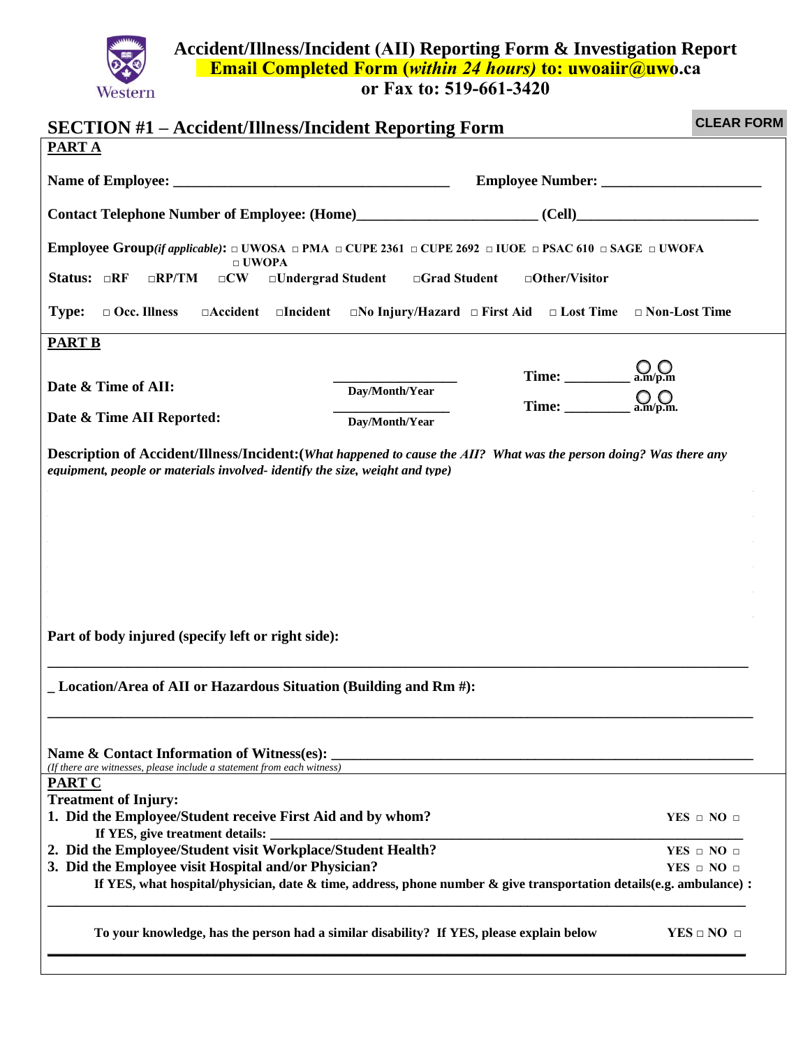# Accident/Illness/Incident (AII) Reporting Form & Investigation Report

**Email Completed Form (*within 24 hours*) to: uwoaiir@uwo.ca**

**or Fax to: 519-661-3420**

## SECTION #1 – Accident/Illness/Incident Reporting Form

CLEAR FORM

**PART A**

**Name of Employee:** ___________________________________ **Employee Number:** _____________________

**Contact Telephone Number of Employee: (Home)**_______________________ **(Cell)**________________________

**Employee Group***(if applicable)***:** □ UWOSA □ PMA □ CUPE 2361 □ CUPE 2692 □ IUOE □ PSAC 610 □ SAGE □ UWOFA □ UWOPA

**Status:** □RF □RP/TM □CW □Undergrad Student □Grad Student □Other/Visitor

**Type:** □ Occ. Illness □Accident □Incident □No Injury/Hazard □ First Aid □ Lost Time □ Non-Lost Time

**PART B**

**Date & Time of AII:** ________________ Day/Month/Year **Time:** _________ ○ ○ a.m/p.m

**Date & Time AII Reported:** ________________ Day/Month/Year **Time:** _________ ○ ○ a.m/p.m.

**Description of Accident/Illness/Incident:(***What happened to cause the AII? What was the person doing? Was there any equipment, people or materials involved- identify the size, weight and type)*

**Part of body injured (specify left or right side):**

_____________________________________________________________________________________________

**_ Location/Area of AII or Hazardous Situation (Building and Rm #):**

_____________________________________________________________________________________________

**Name & Contact Information of Witness(es):** ___________________________________________________

*(If there are witnesses, please include a statement from each witness)*

**PART C**

**Treatment of Injury:**

1. **Did the Employee/Student receive First Aid and by whom?** YES □ NO □
   **If YES, give treatment details:** ____________________________________________________________
2. **Did the Employee/Student visit Workplace/Student Health?** YES □ NO □
3. **Did the Employee visit Hospital and/or Physician?** YES □ NO □
   **If YES, what hospital/physician, date & time, address, phone number & give transportation details(e.g. ambulance) :**

_____________________________________________________________________________________________

**To your knowledge, has the person had a similar disability? If YES, please explain below** YES □ NO □

_____________________________________________________________________________________________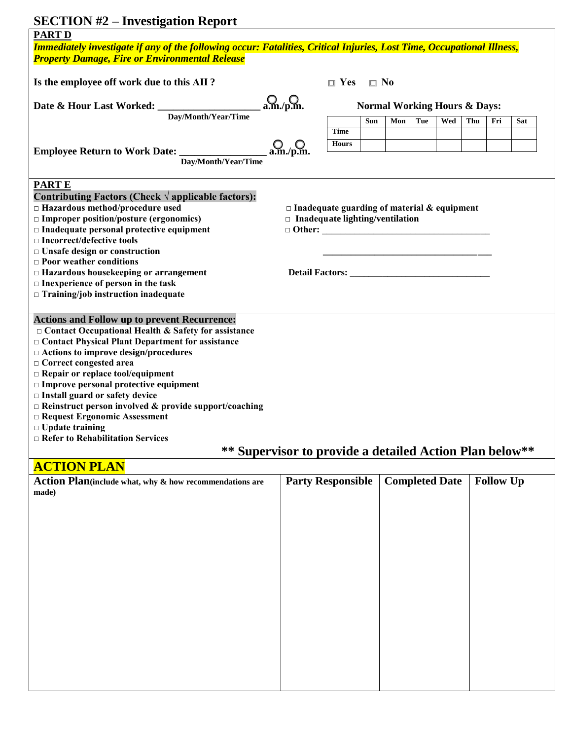# SECTION #2 – Investigation Report

## PART D

***Immediately investigate if any of the following occur: Fatalities, Critical Injuries, Lost Time, Occupational Illness, Property Damage, Fire or Environmental Release***

**Is the employee off work due to this AII ?** □ **Yes** □ **No**

**Date & Hour Last Worked: ___________________ a.m./p.m.**
Day/Month/Year/Time

**Employee Return to Work Date: ________________ a.m./p.m.**
Day/Month/Year/Time

**Normal Working Hours & Days:**

| | Sun | Mon | Tue | Wed | Thu | Fri | Sat |
|---|---|---|---|---|---|---|---|
| Time | | | | | | | |
| Hours | | | | | | | |

## PART E

**Contributing Factors (Check √ applicable factors):**

- □ **Hazardous method/procedure used**
- □ **Improper position/posture (ergonomics)**
- □ **Inadequate personal protective equipment**
- □ **Incorrect/defective tools**
- □ **Unsafe design or construction**
- □ **Poor weather conditions**
- □ **Hazardous housekeeping or arrangement**
- □ **Inexperience of person in the task**
- □ **Training/job instruction inadequate**
- □ **Inadequate guarding of material & equipment**
- □ **Inadequate lighting/ventilation**
- □ **Other: ___________________________________**

___________________________________

**Detail Factors: ______________________________**

**Actions and Follow up to prevent Recurrence:**

- □ **Contact Occupational Health & Safety for assistance**
- □ **Contact Physical Plant Department for assistance**
- □ **Actions to improve design/procedures**
- □ **Correct congested area**
- □ **Repair or replace tool/equipment**
- □ **Improve personal protective equipment**
- □ **Install guard or safety device**
- □ **Reinstruct person involved & provide support/coaching**
- □ **Request Ergonomic Assessment**
- □ **Update training**
- □ **Refer to Rehabilitation Services**

**\*\* Supervisor to provide a detailed Action Plan below\*\***

## ACTION PLAN

| Action Plan (include what, why & how recommendations are made) | Party Responsible | Completed Date | Follow Up |
|---|---|---|---|
| | | | |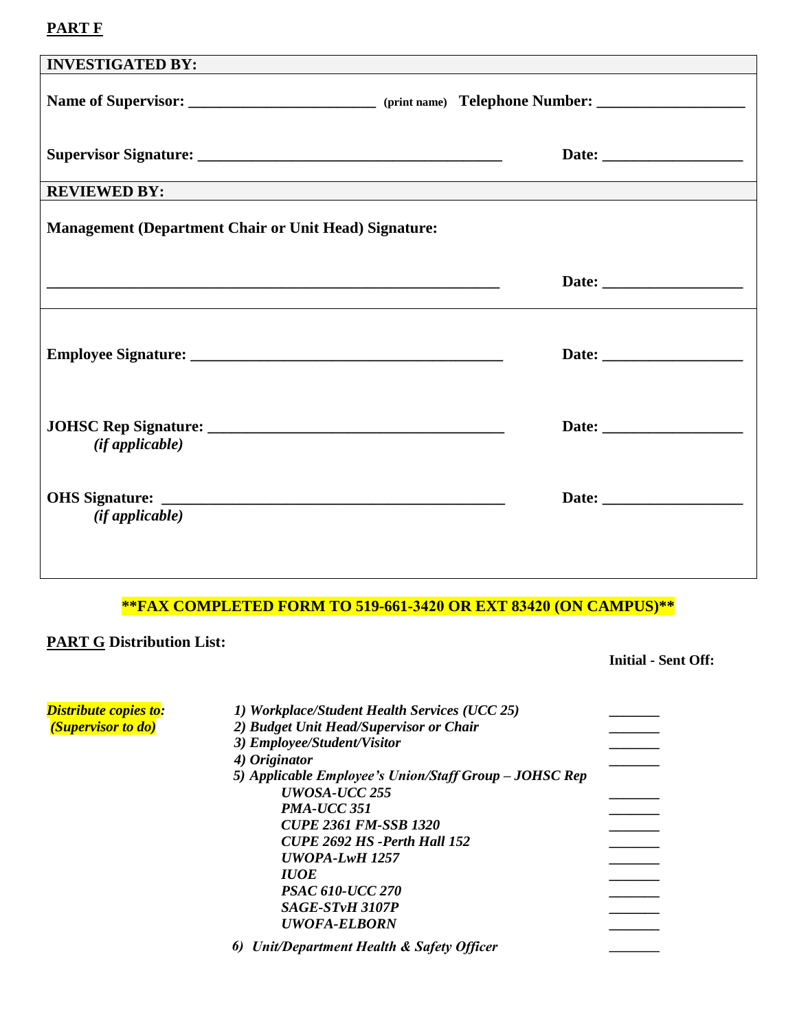**PART F**

**INVESTIGATED BY:**

**Name of Supervisor:** _______________________ (print name) **Telephone Number:** __________________

**Supervisor Signature:** _______________________________________ **Date:** __________________

**REVIEWED BY:**

**Management (Department Chair or Unit Head) Signature:**

__________________________________________________________ **Date:** __________________

**Employee Signature:** ________________________________________ **Date:** __________________

**JOHSC Rep Signature:** ______________________________________ **Date:** __________________
*(if applicable)*

**OHS Signature:** ____________________________________________ **Date:** __________________
*(if applicable)*

**\*\*FAX COMPLETED FORM TO 519-661-3420 OR EXT 83420 (ON CAMPUS)\*\***

**PART G Distribution List:**

| | | Initial - Sent Off: |
|---|---|---|
| ***Distribute copies to:*** ***(Supervisor to do)*** | ***1) Workplace/Student Health Services (UCC 25)*** | _______ |
| | ***2) Budget Unit Head/Supervisor or Chair*** | _______ |
| | ***3) Employee/Student/Visitor*** | _______ |
| | ***4) Originator*** | _______ |
| | ***5) Applicable Employee's Union/Staff Group – JOHSC Rep*** | |
| | ***UWOSA-UCC 255*** | _______ |
| | ***PMA-UCC 351*** | _______ |
| | ***CUPE 2361 FM-SSB 1320*** | _______ |
| | ***CUPE 2692 HS -Perth Hall 152*** | _______ |
| | ***UWOPA-LwH 1257*** | _______ |
| | ***IUOE*** | _______ |
| | ***PSAC 610-UCC 270*** | _______ |
| | ***SAGE-STvH 3107P*** | _______ |
| | ***UWOFA-ELBORN*** | _______ |
| | ***6) Unit/Department Health & Safety Officer*** | _______ |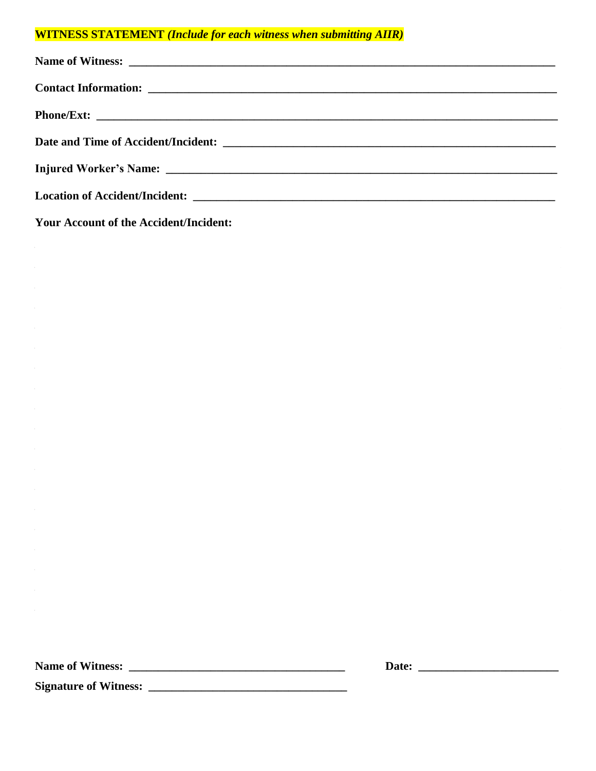**WITNESS STATEMENT** ***(Include for each witness when submitting AIIR)***

**Name of Witness:** ___________________________________________________________________________

**Contact Information:** ________________________________________________________________________

**Phone/Ext:** _______________________________________________________________________________

**Date and Time of Accident/Incident:** __________________________________________________________

**Injured Worker's Name:** _____________________________________________________________________

**Location of Accident/Incident:** _______________________________________________________________

**Your Account of the Accident/Incident:**

**Name of Witness:** ______________________________________ **Date:** ________________________

**Signature of Witness:** ___________________________________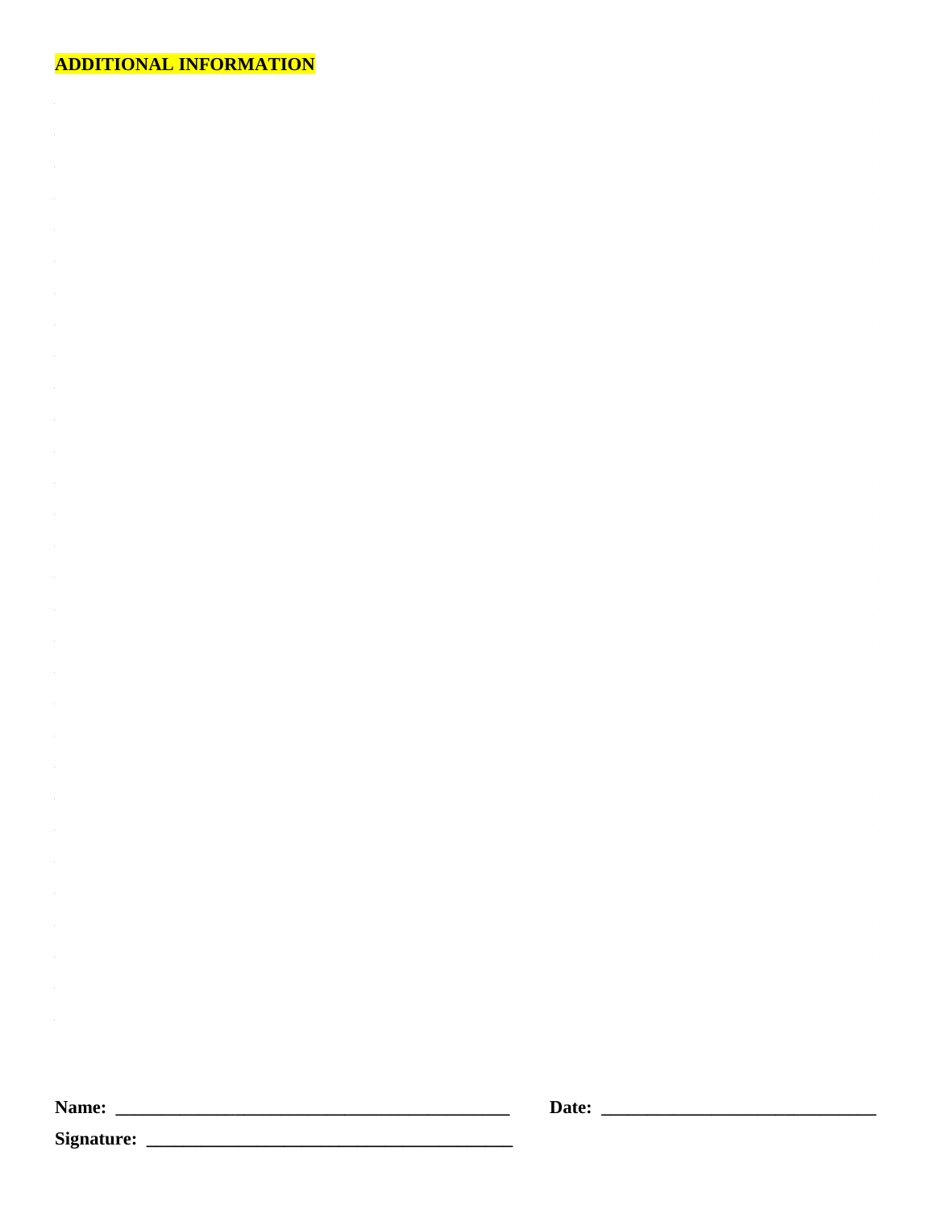**ADDITIONAL INFORMATION**

**Name:** ____________________________________________ **Date:** ______________________________

**Signature:** ________________________________________